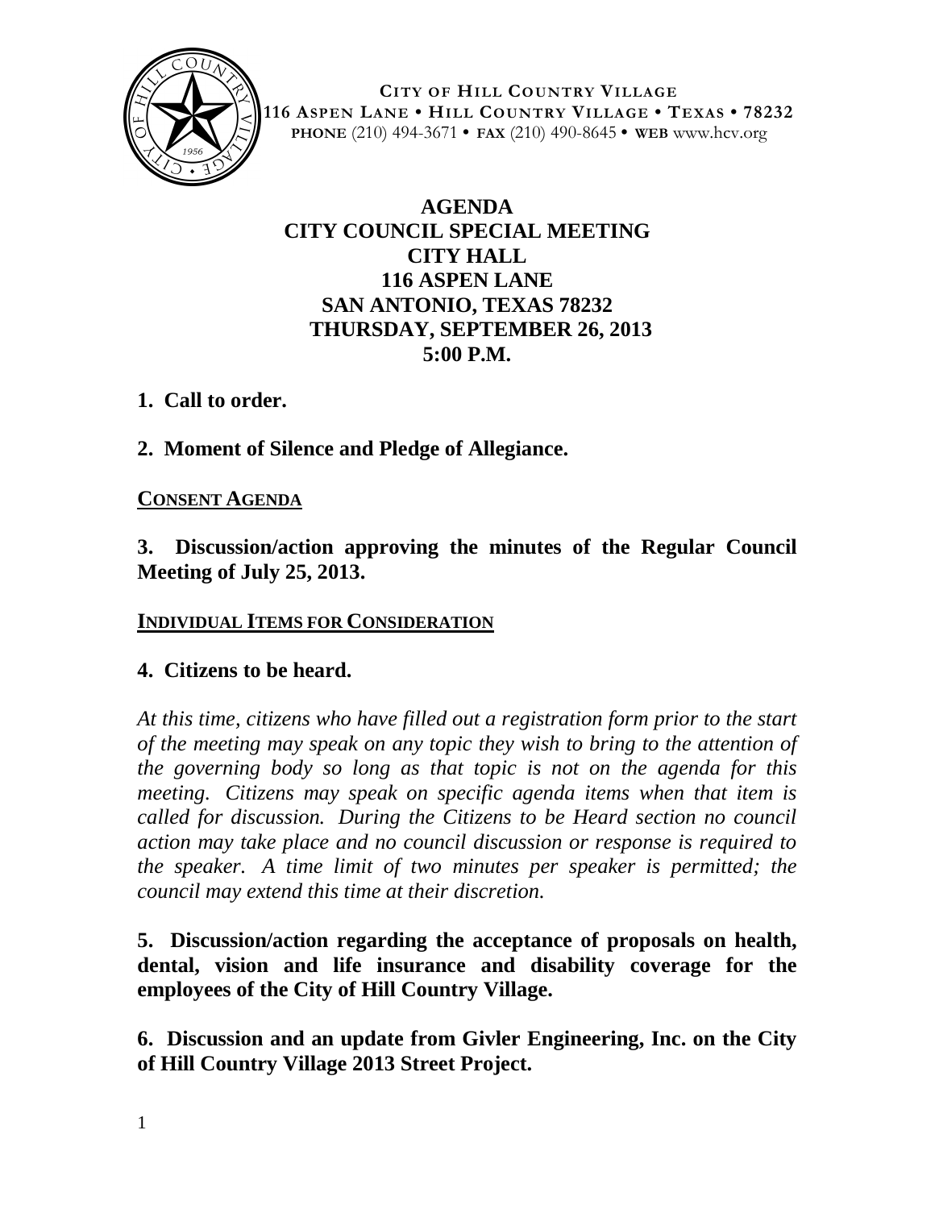**CITY OF HILL COUNTRY VILLAGE**
**116 ASPEN LANE • HILL COUNTRY VILLAGE • TEXAS • 78232**
**PHONE** (210) 494-3671 • **FAX** (210) 490-8645 • **WEB** www.hcv.org

# AGENDA
## CITY COUNCIL SPECIAL MEETING
## CITY HALL
## 116 ASPEN LANE
## SAN ANTONIO, TEXAS 78232
## THURSDAY, SEPTEMBER 26, 2013
## 5:00 P.M.

**1. Call to order.**

**2. Moment of Silence and Pledge of Allegiance.**

**CONSENT AGENDA**

**3. Discussion/action approving the minutes of the Regular Council Meeting of July 25, 2013.**

**INDIVIDUAL ITEMS FOR CONSIDERATION**

**4. Citizens to be heard.**

*At this time, citizens who have filled out a registration form prior to the start of the meeting may speak on any topic they wish to bring to the attention of the governing body so long as that topic is not on the agenda for this meeting. Citizens may speak on specific agenda items when that item is called for discussion. During the Citizens to be Heard section no council action may take place and no council discussion or response is required to the speaker. A time limit of two minutes per speaker is permitted; the council may extend this time at their discretion.*

**5. Discussion/action regarding the acceptance of proposals on health, dental, vision and life insurance and disability coverage for the employees of the City of Hill Country Village.**

**6. Discussion and an update from Givler Engineering, Inc. on the City of Hill Country Village 2013 Street Project.**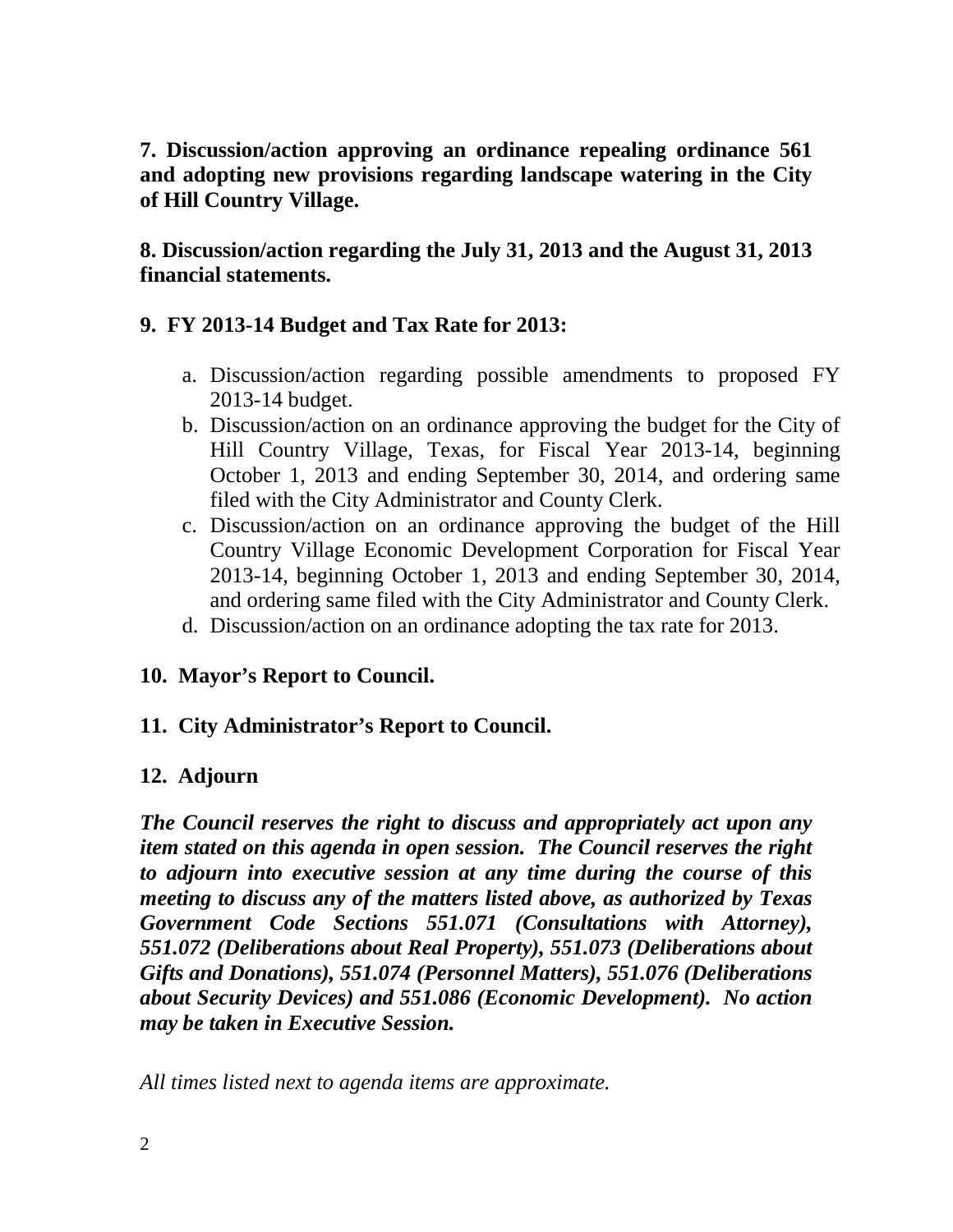**7. Discussion/action approving an ordinance repealing ordinance 561 and adopting new provisions regarding landscape watering in the City of Hill Country Village.**

**8. Discussion/action regarding the July 31, 2013 and the August 31, 2013 financial statements.**

**9. FY 2013-14 Budget and Tax Rate for 2013:**

a. Discussion/action regarding possible amendments to proposed FY 2013-14 budget.
b. Discussion/action on an ordinance approving the budget for the City of Hill Country Village, Texas, for Fiscal Year 2013-14, beginning October 1, 2013 and ending September 30, 2014, and ordering same filed with the City Administrator and County Clerk.
c. Discussion/action on an ordinance approving the budget of the Hill Country Village Economic Development Corporation for Fiscal Year 2013-14, beginning October 1, 2013 and ending September 30, 2014, and ordering same filed with the City Administrator and County Clerk.
d. Discussion/action on an ordinance adopting the tax rate for 2013.

**10. Mayor's Report to Council.**

**11. City Administrator's Report to Council.**

**12. Adjourn**

***The Council reserves the right to discuss and appropriately act upon any item stated on this agenda in open session. The Council reserves the right to adjourn into executive session at any time during the course of this meeting to discuss any of the matters listed above, as authorized by Texas Government Code Sections 551.071 (Consultations with Attorney), 551.072 (Deliberations about Real Property), 551.073 (Deliberations about Gifts and Donations), 551.074 (Personnel Matters), 551.076 (Deliberations about Security Devices) and 551.086 (Economic Development). No action may be taken in Executive Session.***

*All times listed next to agenda items are approximate.*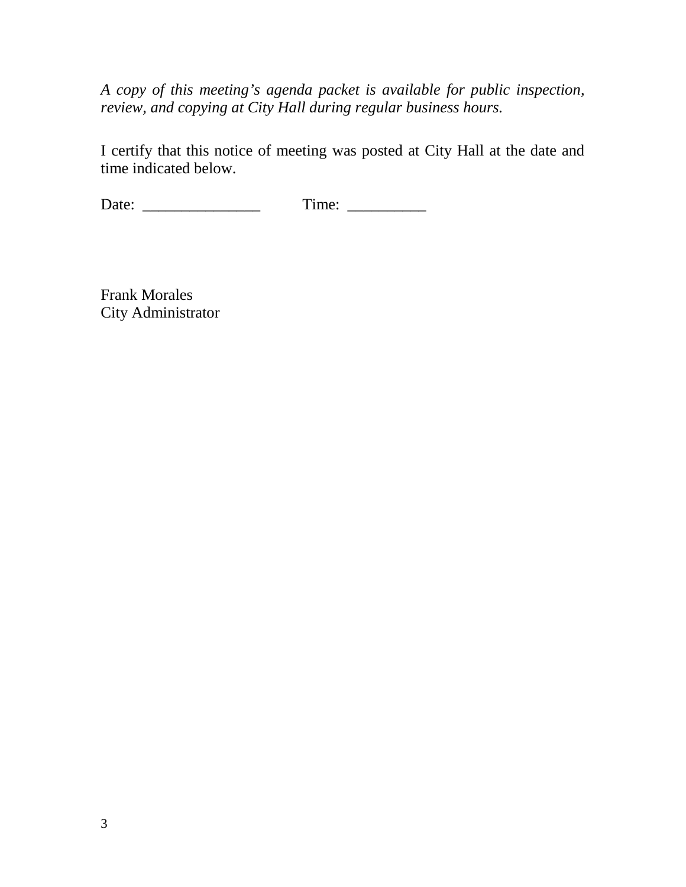*A copy of this meeting's agenda packet is available for public inspection, review, and copying at City Hall during regular business hours.*

I certify that this notice of meeting was posted at City Hall at the date and time indicated below.

Date: _______________ Time: __________

Frank Morales
City Administrator